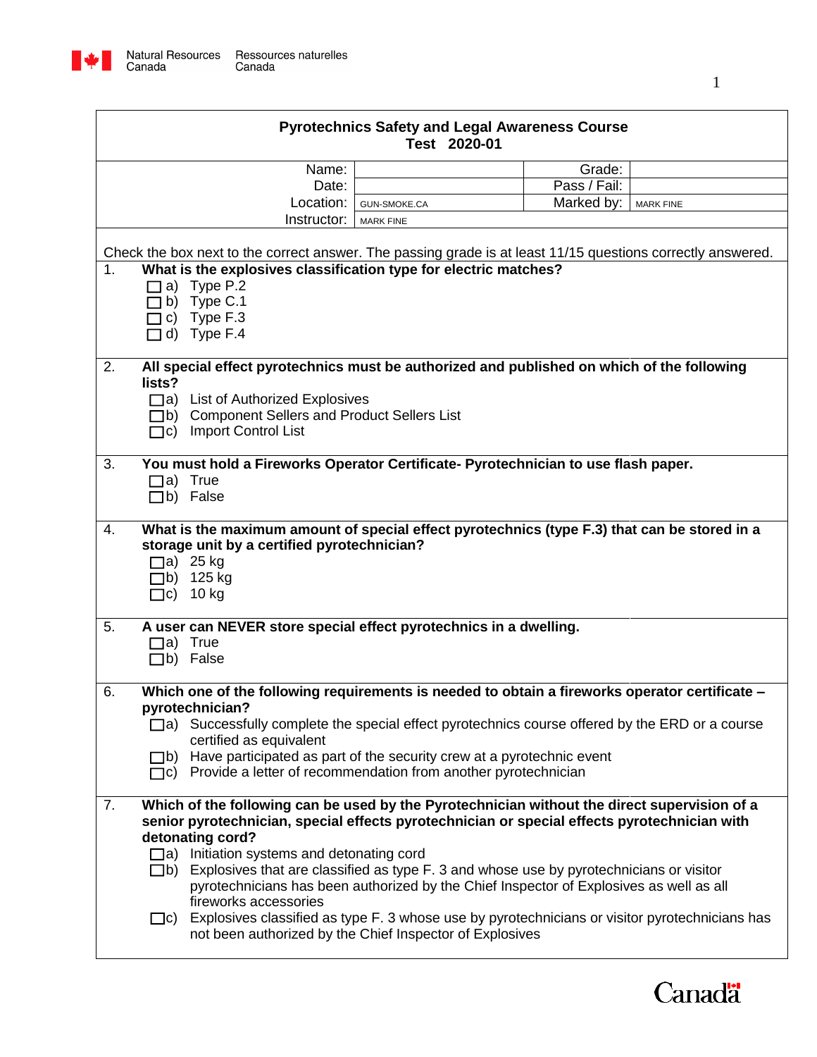Natural Resources Canada / Ressources naturelles Canada

## Pyrotechnics Safety and Legal Awareness Course
### Test 2020-01

| | | | |
|---|---|---|---|
| Name: | | Grade: | |
| Date: | | Pass / Fail: | |
| Location: | GUN-SMOKE.CA | Marked by: | MARK FINE |
| Instructor: | MARK FINE | | |

Check the box next to the correct answer. The passing grade is at least 11/15 questions correctly answered.

1. **What is the explosives classification type for electric matches?**
   - ☐ a) Type P.2
   - ☐ b) Type C.1
   - ☐ c) Type F.3
   - ☐ d) Type F.4

2. **All special effect pyrotechnics must be authorized and published on which of the following lists?**
   - ☐ a) List of Authorized Explosives
   - ☐ b) Component Sellers and Product Sellers List
   - ☐ c) Import Control List

3. **You must hold a Fireworks Operator Certificate- Pyrotechnician to use flash paper.**
   - ☐ a) True
   - ☐ b) False

4. **What is the maximum amount of special effect pyrotechnics (type F.3) that can be stored in a storage unit by a certified pyrotechnician?**
   - ☐ a) 25 kg
   - ☐ b) 125 kg
   - ☐ c) 10 kg

5. **A user can NEVER store special effect pyrotechnics in a dwelling.**
   - ☐ a) True
   - ☐ b) False

6. **Which one of the following requirements is needed to obtain a fireworks operator certificate – pyrotechnician?**
   - ☐ a) Successfully complete the special effect pyrotechnics course offered by the ERD or a course certified as equivalent
   - ☐ b) Have participated as part of the security crew at a pyrotechnic event
   - ☐ c) Provide a letter of recommendation from another pyrotechnician

7. **Which of the following can be used by the Pyrotechnician without the direct supervision of a senior pyrotechnician, special effects pyrotechnician or special effects pyrotechnician with detonating cord?**
   - ☐ a) Initiation systems and detonating cord
   - ☐ b) Explosives that are classified as type F. 3 and whose use by pyrotechnicians or visitor pyrotechnicians has been authorized by the Chief Inspector of Explosives as well as all fireworks accessories
   - ☐ c) Explosives classified as type F. 3 whose use by pyrotechnicians or visitor pyrotechnicians has not been authorized by the Chief Inspector of Explosives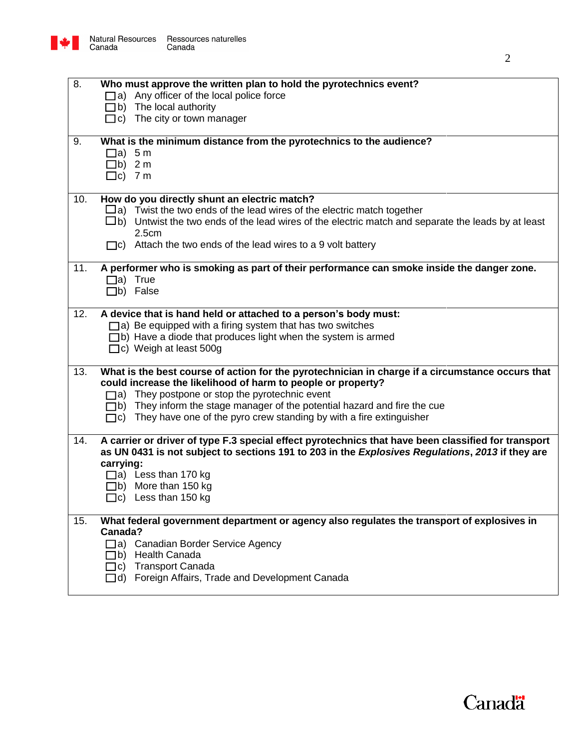8. **Who must approve the written plan to hold the pyrotechnics event?**
   - ☐ a) Any officer of the local police force
   - ☐ b) The local authority
   - ☐ c) The city or town manager

9. **What is the minimum distance from the pyrotechnics to the audience?**
   - ☐ a) 5 m
   - ☐ b) 2 m
   - ☐ c) 7 m

10. **How do you directly shunt an electric match?**
    - ☐ a) Twist the two ends of the lead wires of the electric match together
    - ☐ b) Untwist the two ends of the lead wires of the electric match and separate the leads by at least 2.5cm
    - ☐ c) Attach the two ends of the lead wires to a 9 volt battery

11. **A performer who is smoking as part of their performance can smoke inside the danger zone.**
    - ☐ a) True
    - ☐ b) False

12. **A device that is hand held or attached to a person's body must:**
    - ☐ a) Be equipped with a firing system that has two switches
    - ☐ b) Have a diode that produces light when the system is armed
    - ☐ c) Weigh at least 500g

13. **What is the best course of action for the pyrotechnician in charge if a circumstance occurs that could increase the likelihood of harm to people or property?**
    - ☐ a) They postpone or stop the pyrotechnic event
    - ☐ b) They inform the stage manager of the potential hazard and fire the cue
    - ☐ c) They have one of the pyro crew standing by with a fire extinguisher

14. **A carrier or driver of type F.3 special effect pyrotechnics that have been classified for transport as UN 0431 is not subject to sections 191 to 203 in the *Explosives Regulations*, *2013* if they are carrying:**
    - ☐ a) Less than 170 kg
    - ☐ b) More than 150 kg
    - ☐ c) Less than 150 kg

15. **What federal government department or agency also regulates the transport of explosives in Canada?**
    - ☐ a) Canadian Border Service Agency
    - ☐ b) Health Canada
    - ☐ c) Transport Canada
    - ☐ d) Foreign Affairs, Trade and Development Canada